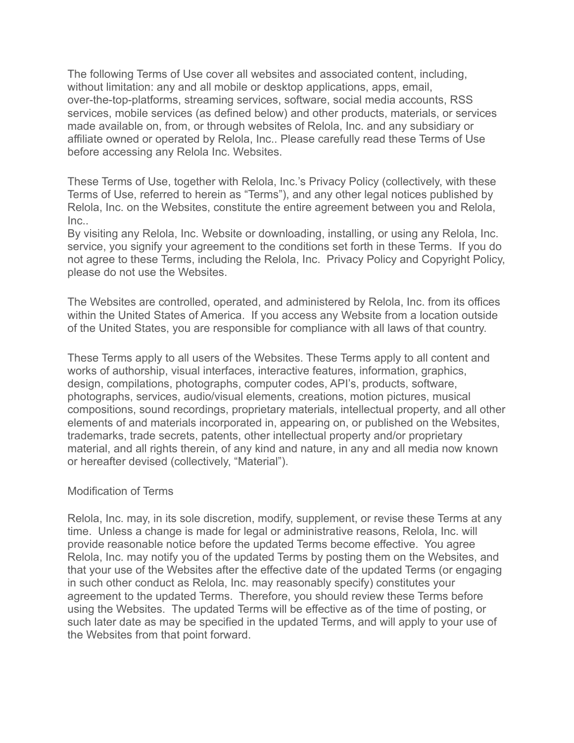The following Terms of Use cover all websites and associated content, including, without limitation: any and all mobile or desktop applications, apps, email, over-the-top-platforms, streaming services, software, social media accounts, RSS services, mobile services (as defined below) and other products, materials, or services made available on, from, or through websites of Relola, Inc. and any subsidiary or affiliate owned or operated by Relola, Inc.. Please carefully read these Terms of Use before accessing any Relola Inc. Websites.

These Terms of Use, together with Relola, Inc.'s Privacy Policy (collectively, with these Terms of Use, referred to herein as "Terms"), and any other legal notices published by Relola, Inc. on the Websites, constitute the entire agreement between you and Relola, Inc..
By visiting any Relola, Inc. Website or downloading, installing, or using any Relola, Inc. service, you signify your agreement to the conditions set forth in these Terms. If you do not agree to these Terms, including the Relola, Inc. Privacy Policy and Copyright Policy, please do not use the Websites.

The Websites are controlled, operated, and administered by Relola, Inc. from its offices within the United States of America. If you access any Website from a location outside of the United States, you are responsible for compliance with all laws of that country.

These Terms apply to all users of the Websites. These Terms apply to all content and works of authorship, visual interfaces, interactive features, information, graphics, design, compilations, photographs, computer codes, API's, products, software, photographs, services, audio/visual elements, creations, motion pictures, musical compositions, sound recordings, proprietary materials, intellectual property, and all other elements of and materials incorporated in, appearing on, or published on the Websites, trademarks, trade secrets, patents, other intellectual property and/or proprietary material, and all rights therein, of any kind and nature, in any and all media now known or hereafter devised (collectively, "Material").

Modification of Terms

Relola, Inc. may, in its sole discretion, modify, supplement, or revise these Terms at any time. Unless a change is made for legal or administrative reasons, Relola, Inc. will provide reasonable notice before the updated Terms become effective. You agree Relola, Inc. may notify you of the updated Terms by posting them on the Websites, and that your use of the Websites after the effective date of the updated Terms (or engaging in such other conduct as Relola, Inc. may reasonably specify) constitutes your agreement to the updated Terms. Therefore, you should review these Terms before using the Websites. The updated Terms will be effective as of the time of posting, or such later date as may be specified in the updated Terms, and will apply to your use of the Websites from that point forward.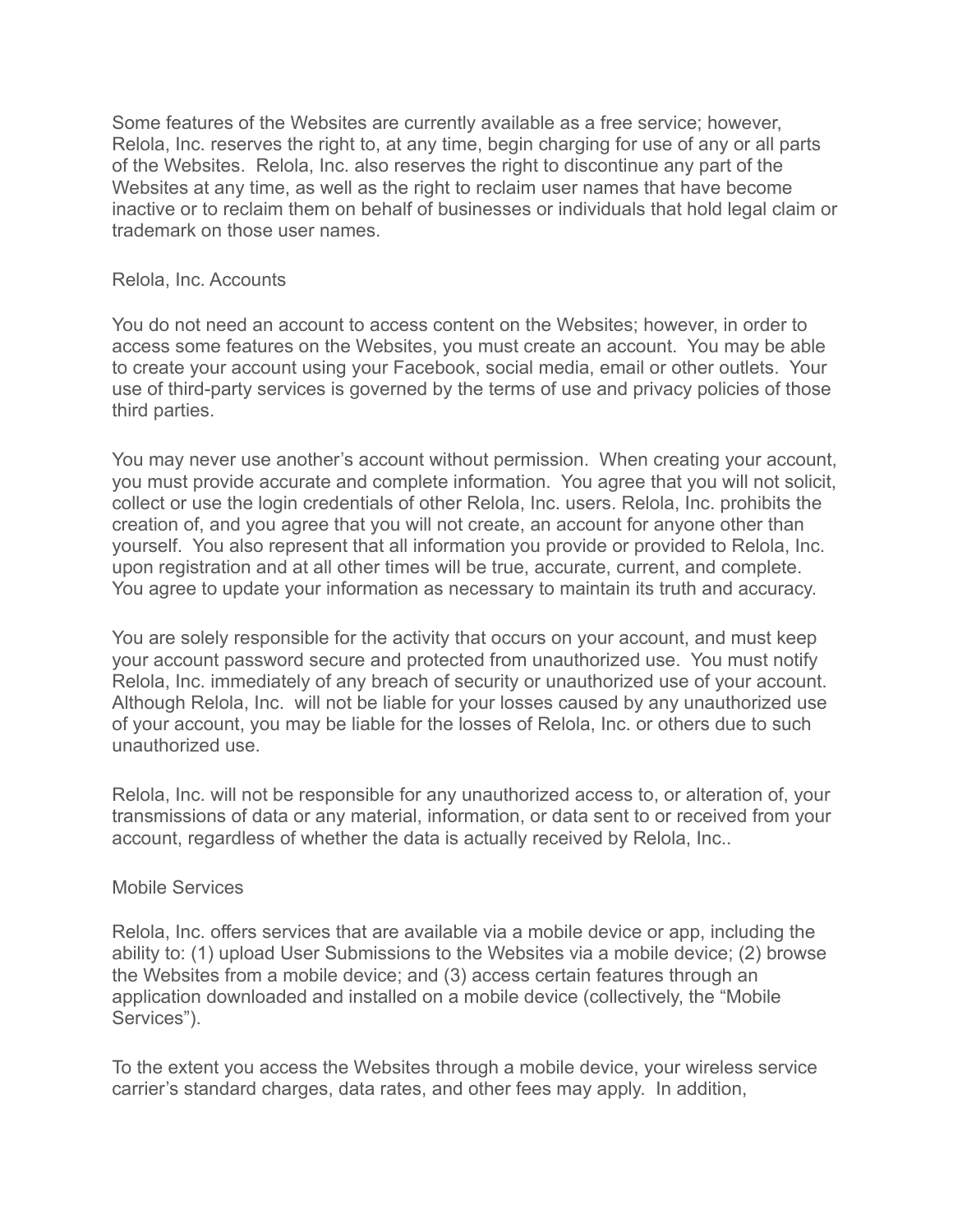Some features of the Websites are currently available as a free service; however, Relola, Inc. reserves the right to, at any time, begin charging for use of any or all parts of the Websites. Relola, Inc. also reserves the right to discontinue any part of the Websites at any time, as well as the right to reclaim user names that have become inactive or to reclaim them on behalf of businesses or individuals that hold legal claim or trademark on those user names.

## Relola, Inc. Accounts

You do not need an account to access content on the Websites; however, in order to access some features on the Websites, you must create an account. You may be able to create your account using your Facebook, social media, email or other outlets. Your use of third-party services is governed by the terms of use and privacy policies of those third parties.

You may never use another's account without permission. When creating your account, you must provide accurate and complete information. You agree that you will not solicit, collect or use the login credentials of other Relola, Inc. users. Relola, Inc. prohibits the creation of, and you agree that you will not create, an account for anyone other than yourself. You also represent that all information you provide or provided to Relola, Inc. upon registration and at all other times will be true, accurate, current, and complete. You agree to update your information as necessary to maintain its truth and accuracy.

You are solely responsible for the activity that occurs on your account, and must keep your account password secure and protected from unauthorized use. You must notify Relola, Inc. immediately of any breach of security or unauthorized use of your account. Although Relola, Inc. will not be liable for your losses caused by any unauthorized use of your account, you may be liable for the losses of Relola, Inc. or others due to such unauthorized use.

Relola, Inc. will not be responsible for any unauthorized access to, or alteration of, your transmissions of data or any material, information, or data sent to or received from your account, regardless of whether the data is actually received by Relola, Inc..

## Mobile Services

Relola, Inc. offers services that are available via a mobile device or app, including the ability to: (1) upload User Submissions to the Websites via a mobile device; (2) browse the Websites from a mobile device; and (3) access certain features through an application downloaded and installed on a mobile device (collectively, the "Mobile Services").

To the extent you access the Websites through a mobile device, your wireless service carrier's standard charges, data rates, and other fees may apply. In addition,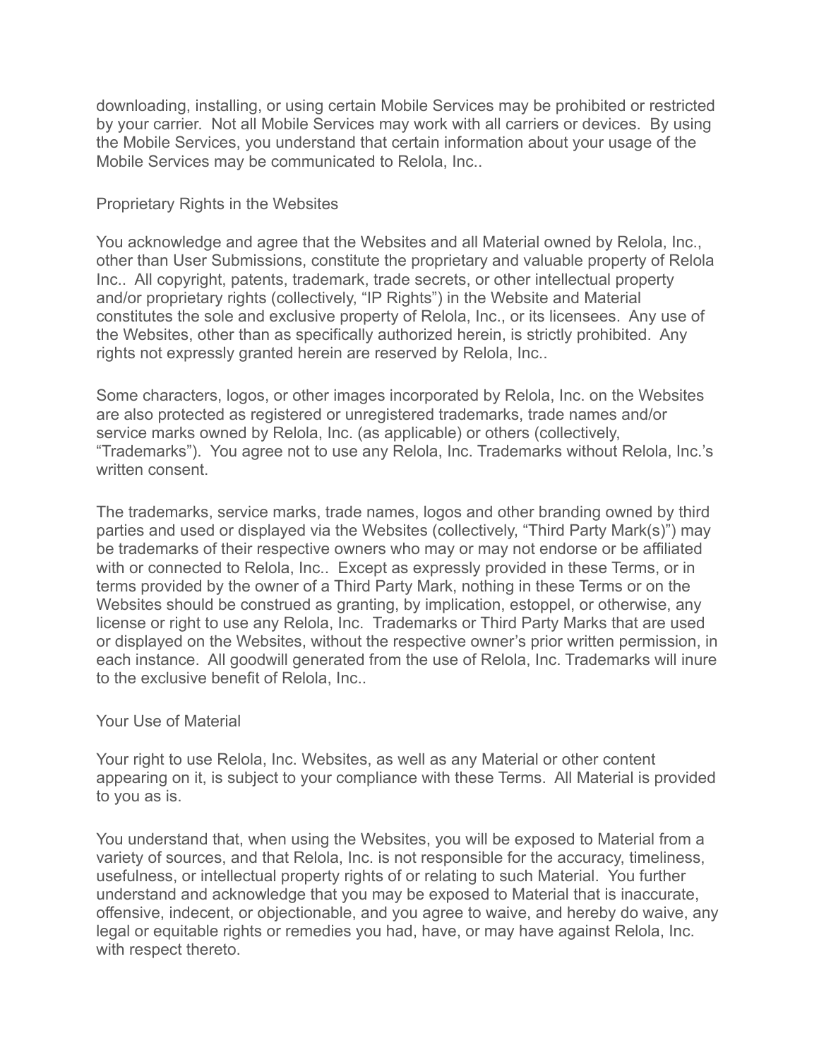downloading, installing, or using certain Mobile Services may be prohibited or restricted by your carrier. Not all Mobile Services may work with all carriers or devices. By using the Mobile Services, you understand that certain information about your usage of the Mobile Services may be communicated to Relola, Inc..

## Proprietary Rights in the Websites

You acknowledge and agree that the Websites and all Material owned by Relola, Inc., other than User Submissions, constitute the proprietary and valuable property of Relola Inc.. All copyright, patents, trademark, trade secrets, or other intellectual property and/or proprietary rights (collectively, "IP Rights") in the Website and Material constitutes the sole and exclusive property of Relola, Inc., or its licensees. Any use of the Websites, other than as specifically authorized herein, is strictly prohibited. Any rights not expressly granted herein are reserved by Relola, Inc..

Some characters, logos, or other images incorporated by Relola, Inc. on the Websites are also protected as registered or unregistered trademarks, trade names and/or service marks owned by Relola, Inc. (as applicable) or others (collectively, "Trademarks"). You agree not to use any Relola, Inc. Trademarks without Relola, Inc.'s written consent.

The trademarks, service marks, trade names, logos and other branding owned by third parties and used or displayed via the Websites (collectively, "Third Party Mark(s)") may be trademarks of their respective owners who may or may not endorse or be affiliated with or connected to Relola, Inc.. Except as expressly provided in these Terms, or in terms provided by the owner of a Third Party Mark, nothing in these Terms or on the Websites should be construed as granting, by implication, estoppel, or otherwise, any license or right to use any Relola, Inc. Trademarks or Third Party Marks that are used or displayed on the Websites, without the respective owner's prior written permission, in each instance. All goodwill generated from the use of Relola, Inc. Trademarks will inure to the exclusive benefit of Relola, Inc..

## Your Use of Material

Your right to use Relola, Inc. Websites, as well as any Material or other content appearing on it, is subject to your compliance with these Terms. All Material is provided to you as is.

You understand that, when using the Websites, you will be exposed to Material from a variety of sources, and that Relola, Inc. is not responsible for the accuracy, timeliness, usefulness, or intellectual property rights of or relating to such Material. You further understand and acknowledge that you may be exposed to Material that is inaccurate, offensive, indecent, or objectionable, and you agree to waive, and hereby do waive, any legal or equitable rights or remedies you had, have, or may have against Relola, Inc. with respect thereto.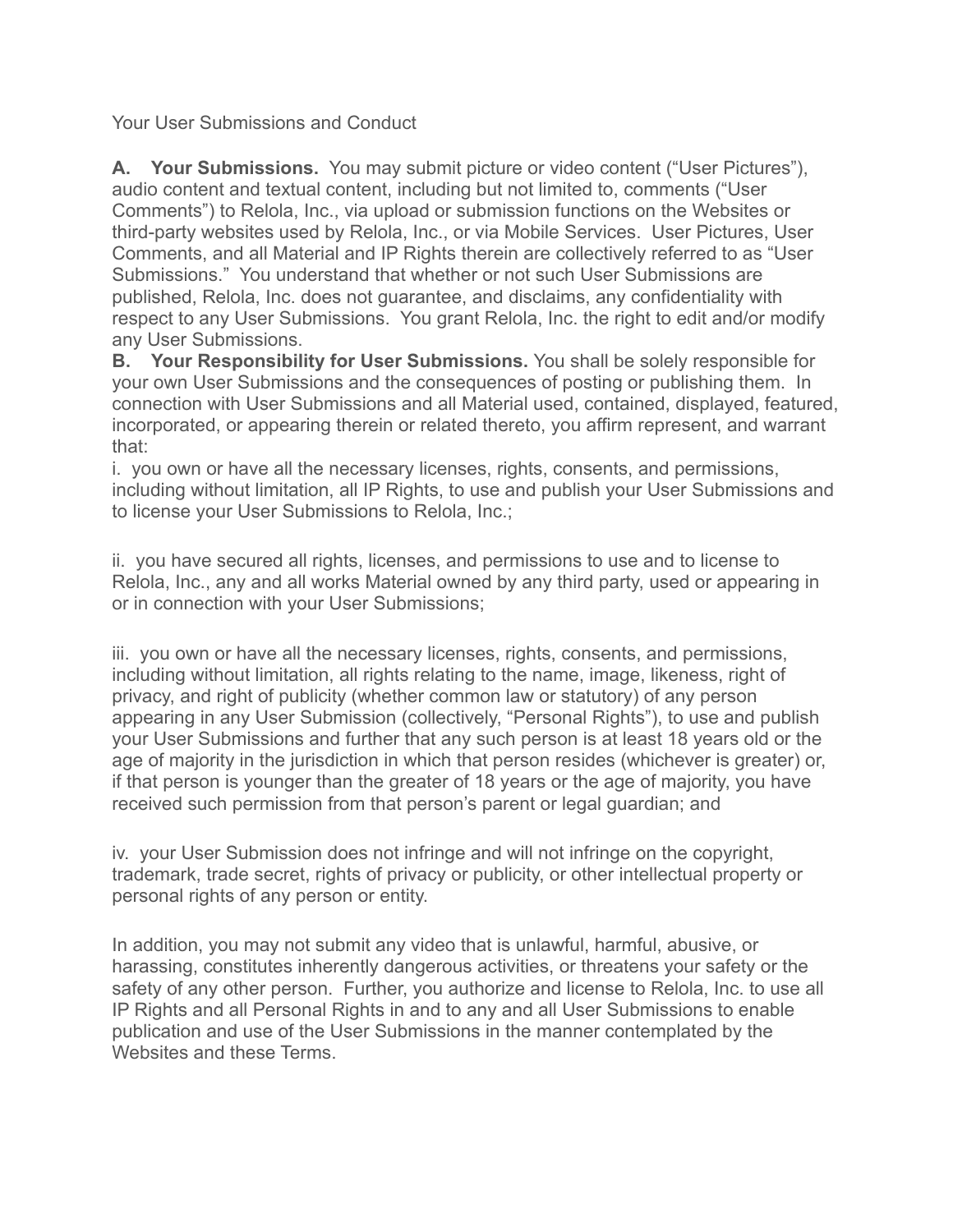Your User Submissions and Conduct

**A. Your Submissions.** You may submit picture or video content ("User Pictures"), audio content and textual content, including but not limited to, comments ("User Comments") to Relola, Inc., via upload or submission functions on the Websites or third-party websites used by Relola, Inc., or via Mobile Services. User Pictures, User Comments, and all Material and IP Rights therein are collectively referred to as "User Submissions." You understand that whether or not such User Submissions are published, Relola, Inc. does not guarantee, and disclaims, any confidentiality with respect to any User Submissions. You grant Relola, Inc. the right to edit and/or modify any User Submissions.

**B. Your Responsibility for User Submissions.** You shall be solely responsible for your own User Submissions and the consequences of posting or publishing them. In connection with User Submissions and all Material used, contained, displayed, featured, incorporated, or appearing therein or related thereto, you affirm represent, and warrant that:

i. you own or have all the necessary licenses, rights, consents, and permissions, including without limitation, all IP Rights, to use and publish your User Submissions and to license your User Submissions to Relola, Inc.;

ii. you have secured all rights, licenses, and permissions to use and to license to Relola, Inc., any and all works Material owned by any third party, used or appearing in or in connection with your User Submissions;

iii. you own or have all the necessary licenses, rights, consents, and permissions, including without limitation, all rights relating to the name, image, likeness, right of privacy, and right of publicity (whether common law or statutory) of any person appearing in any User Submission (collectively, "Personal Rights"), to use and publish your User Submissions and further that any such person is at least 18 years old or the age of majority in the jurisdiction in which that person resides (whichever is greater) or, if that person is younger than the greater of 18 years or the age of majority, you have received such permission from that person's parent or legal guardian; and

iv. your User Submission does not infringe and will not infringe on the copyright, trademark, trade secret, rights of privacy or publicity, or other intellectual property or personal rights of any person or entity.

In addition, you may not submit any video that is unlawful, harmful, abusive, or harassing, constitutes inherently dangerous activities, or threatens your safety or the safety of any other person. Further, you authorize and license to Relola, Inc. to use all IP Rights and all Personal Rights in and to any and all User Submissions to enable publication and use of the User Submissions in the manner contemplated by the Websites and these Terms.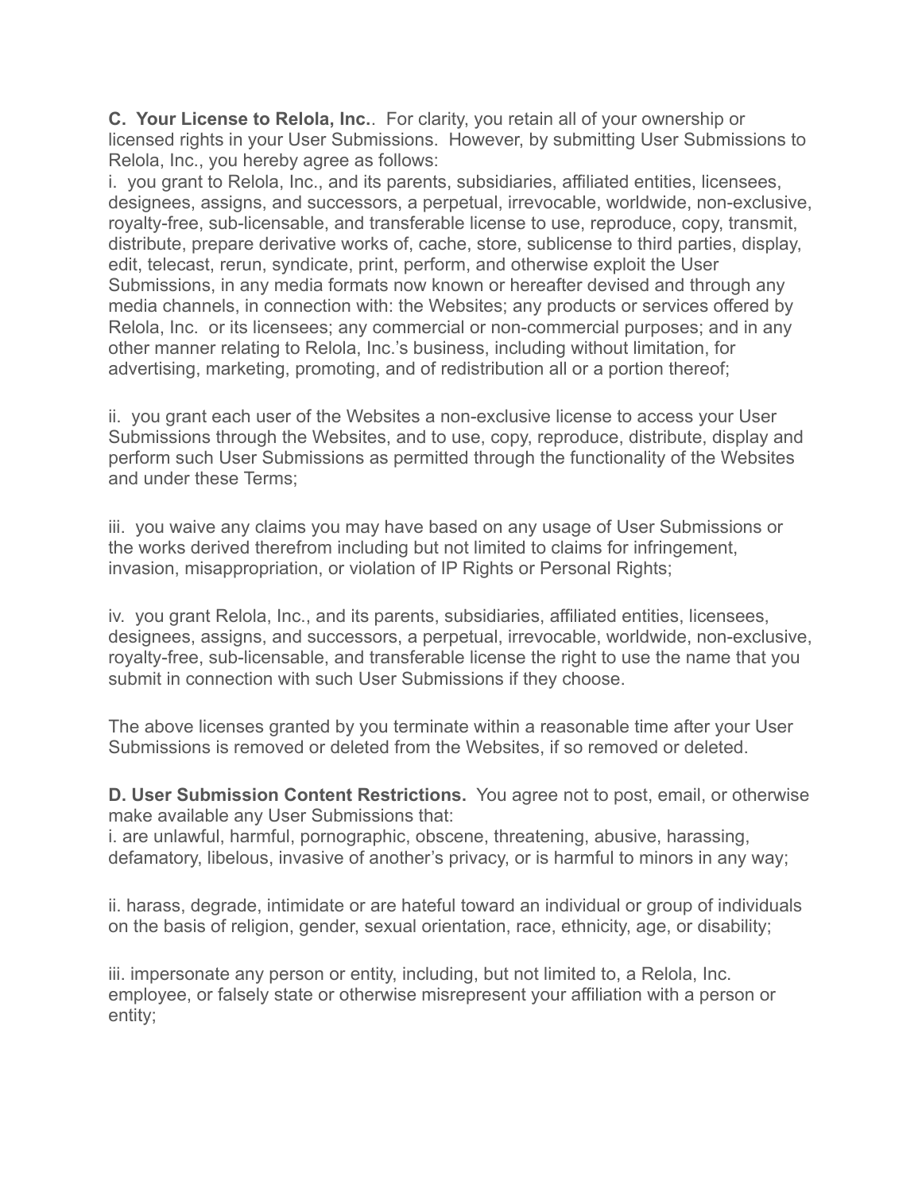**C. Your License to Relola, Inc.**. For clarity, you retain all of your ownership or licensed rights in your User Submissions. However, by submitting User Submissions to Relola, Inc., you hereby agree as follows:

i. you grant to Relola, Inc., and its parents, subsidiaries, affiliated entities, licensees, designees, assigns, and successors, a perpetual, irrevocable, worldwide, non-exclusive, royalty-free, sub-licensable, and transferable license to use, reproduce, copy, transmit, distribute, prepare derivative works of, cache, store, sublicense to third parties, display, edit, telecast, rerun, syndicate, print, perform, and otherwise exploit the User Submissions, in any media formats now known or hereafter devised and through any media channels, in connection with: the Websites; any products or services offered by Relola, Inc. or its licensees; any commercial or non-commercial purposes; and in any other manner relating to Relola, Inc.'s business, including without limitation, for advertising, marketing, promoting, and of redistribution all or a portion thereof;

ii. you grant each user of the Websites a non-exclusive license to access your User Submissions through the Websites, and to use, copy, reproduce, distribute, display and perform such User Submissions as permitted through the functionality of the Websites and under these Terms;

iii. you waive any claims you may have based on any usage of User Submissions or the works derived therefrom including but not limited to claims for infringement, invasion, misappropriation, or violation of IP Rights or Personal Rights;

iv. you grant Relola, Inc., and its parents, subsidiaries, affiliated entities, licensees, designees, assigns, and successors, a perpetual, irrevocable, worldwide, non-exclusive, royalty-free, sub-licensable, and transferable license the right to use the name that you submit in connection with such User Submissions if they choose.

The above licenses granted by you terminate within a reasonable time after your User Submissions is removed or deleted from the Websites, if so removed or deleted.

**D. User Submission Content Restrictions.** You agree not to post, email, or otherwise make available any User Submissions that:

i. are unlawful, harmful, pornographic, obscene, threatening, abusive, harassing, defamatory, libelous, invasive of another's privacy, or is harmful to minors in any way;

ii. harass, degrade, intimidate or are hateful toward an individual or group of individuals on the basis of religion, gender, sexual orientation, race, ethnicity, age, or disability;

iii. impersonate any person or entity, including, but not limited to, a Relola, Inc. employee, or falsely state or otherwise misrepresent your affiliation with a person or entity;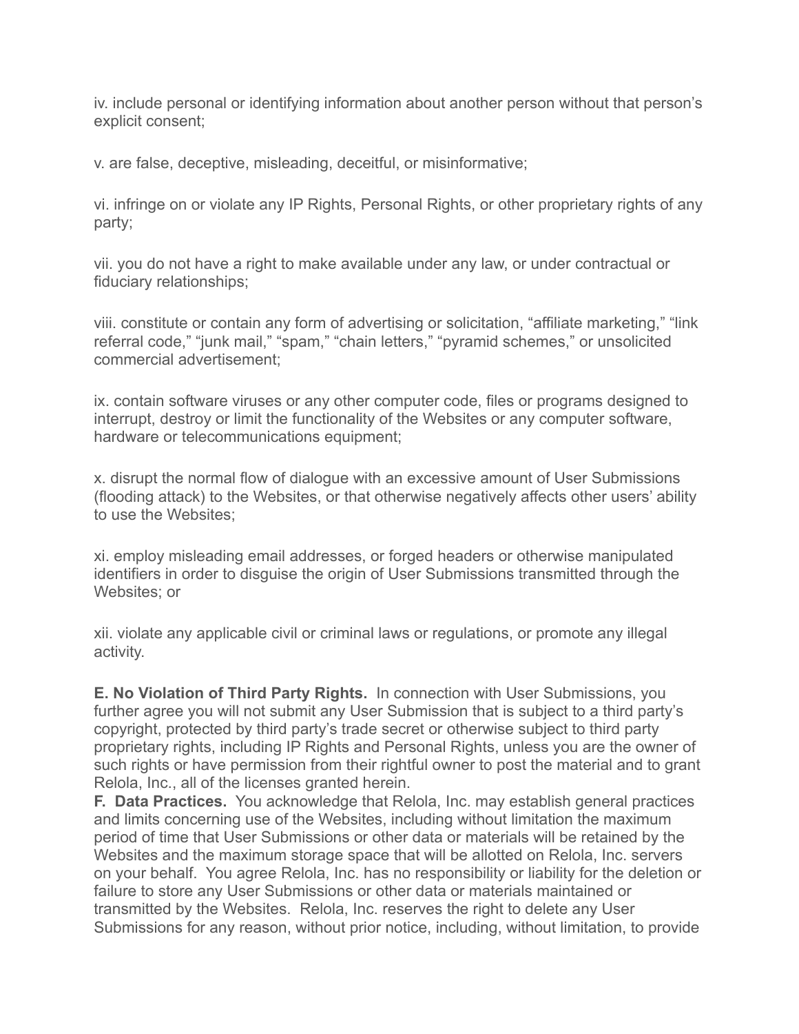iv. include personal or identifying information about another person without that person's explicit consent;

v. are false, deceptive, misleading, deceitful, or misinformative;

vi. infringe on or violate any IP Rights, Personal Rights, or other proprietary rights of any party;

vii. you do not have a right to make available under any law, or under contractual or fiduciary relationships;

viii. constitute or contain any form of advertising or solicitation, "affiliate marketing," "link referral code," "junk mail," "spam," "chain letters," "pyramid schemes," or unsolicited commercial advertisement;

ix. contain software viruses or any other computer code, files or programs designed to interrupt, destroy or limit the functionality of the Websites or any computer software, hardware or telecommunications equipment;

x. disrupt the normal flow of dialogue with an excessive amount of User Submissions (flooding attack) to the Websites, or that otherwise negatively affects other users' ability to use the Websites;

xi. employ misleading email addresses, or forged headers or otherwise manipulated identifiers in order to disguise the origin of User Submissions transmitted through the Websites; or

xii. violate any applicable civil or criminal laws or regulations, or promote any illegal activity.

**E. No Violation of Third Party Rights.** In connection with User Submissions, you further agree you will not submit any User Submission that is subject to a third party's copyright, protected by third party's trade secret or otherwise subject to third party proprietary rights, including IP Rights and Personal Rights, unless you are the owner of such rights or have permission from their rightful owner to post the material and to grant Relola, Inc., all of the licenses granted herein.

**F. Data Practices.** You acknowledge that Relola, Inc. may establish general practices and limits concerning use of the Websites, including without limitation the maximum period of time that User Submissions or other data or materials will be retained by the Websites and the maximum storage space that will be allotted on Relola, Inc. servers on your behalf. You agree Relola, Inc. has no responsibility or liability for the deletion or failure to store any User Submissions or other data or materials maintained or transmitted by the Websites. Relola, Inc. reserves the right to delete any User Submissions for any reason, without prior notice, including, without limitation, to provide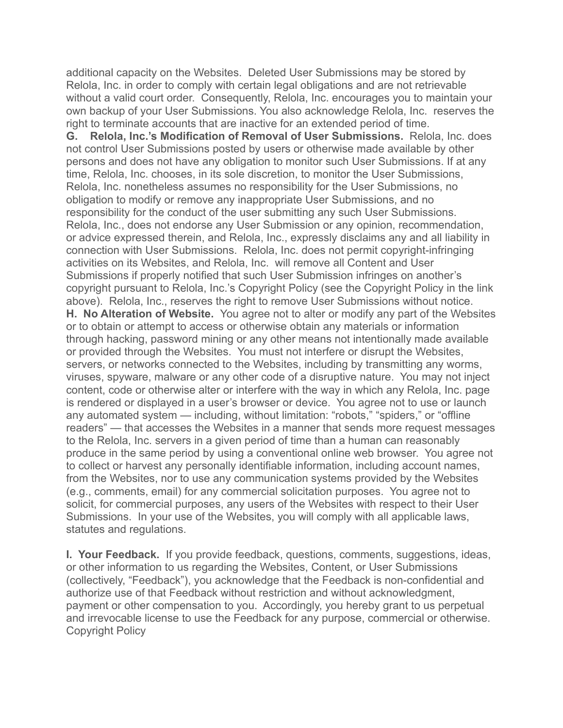additional capacity on the Websites.  Deleted User Submissions may be stored by Relola, Inc. in order to comply with certain legal obligations and are not retrievable without a valid court order.  Consequently, Relola, Inc. encourages you to maintain your own backup of your User Submissions. You also acknowledge Relola, Inc.  reserves the right to terminate accounts that are inactive for an extended period of time.

**G.    Relola, Inc.'s Modification of Removal of User Submissions.**  Relola, Inc. does not control User Submissions posted by users or otherwise made available by other persons and does not have any obligation to monitor such User Submissions. If at any time, Relola, Inc. chooses, in its sole discretion, to monitor the User Submissions, Relola, Inc. nonetheless assumes no responsibility for the User Submissions, no obligation to modify or remove any inappropriate User Submissions, and no responsibility for the conduct of the user submitting any such User Submissions. Relola, Inc., does not endorse any User Submission or any opinion, recommendation, or advice expressed therein, and Relola, Inc., expressly disclaims any and all liability in connection with User Submissions.  Relola, Inc. does not permit copyright-infringing activities on its Websites, and Relola, Inc.  will remove all Content and User Submissions if properly notified that such User Submission infringes on another's copyright pursuant to Relola, Inc.'s Copyright Policy (see the Copyright Policy in the link above).  Relola, Inc., reserves the right to remove User Submissions without notice.

**H.  No Alteration of Website.**  You agree not to alter or modify any part of the Websites or to obtain or attempt to access or otherwise obtain any materials or information through hacking, password mining or any other means not intentionally made available or provided through the Websites.  You must not interfere or disrupt the Websites, servers, or networks connected to the Websites, including by transmitting any worms, viruses, spyware, malware or any other code of a disruptive nature.  You may not inject content, code or otherwise alter or interfere with the way in which any Relola, Inc. page is rendered or displayed in a user's browser or device.  You agree not to use or launch any automated system — including, without limitation: "robots," "spiders," or "offline readers" — that accesses the Websites in a manner that sends more request messages to the Relola, Inc. servers in a given period of time than a human can reasonably produce in the same period by using a conventional online web browser.  You agree not to collect or harvest any personally identifiable information, including account names, from the Websites, nor to use any communication systems provided by the Websites (e.g., comments, email) for any commercial solicitation purposes.  You agree not to solicit, for commercial purposes, any users of the Websites with respect to their User Submissions.  In your use of the Websites, you will comply with all applicable laws, statutes and regulations.

**I.  Your Feedback.**  If you provide feedback, questions, comments, suggestions, ideas, or other information to us regarding the Websites, Content, or User Submissions (collectively, "Feedback"), you acknowledge that the Feedback is non-confidential and authorize use of that Feedback without restriction and without acknowledgment, payment or other compensation to you.  Accordingly, you hereby grant to us perpetual and irrevocable license to use the Feedback for any purpose, commercial or otherwise.

Copyright Policy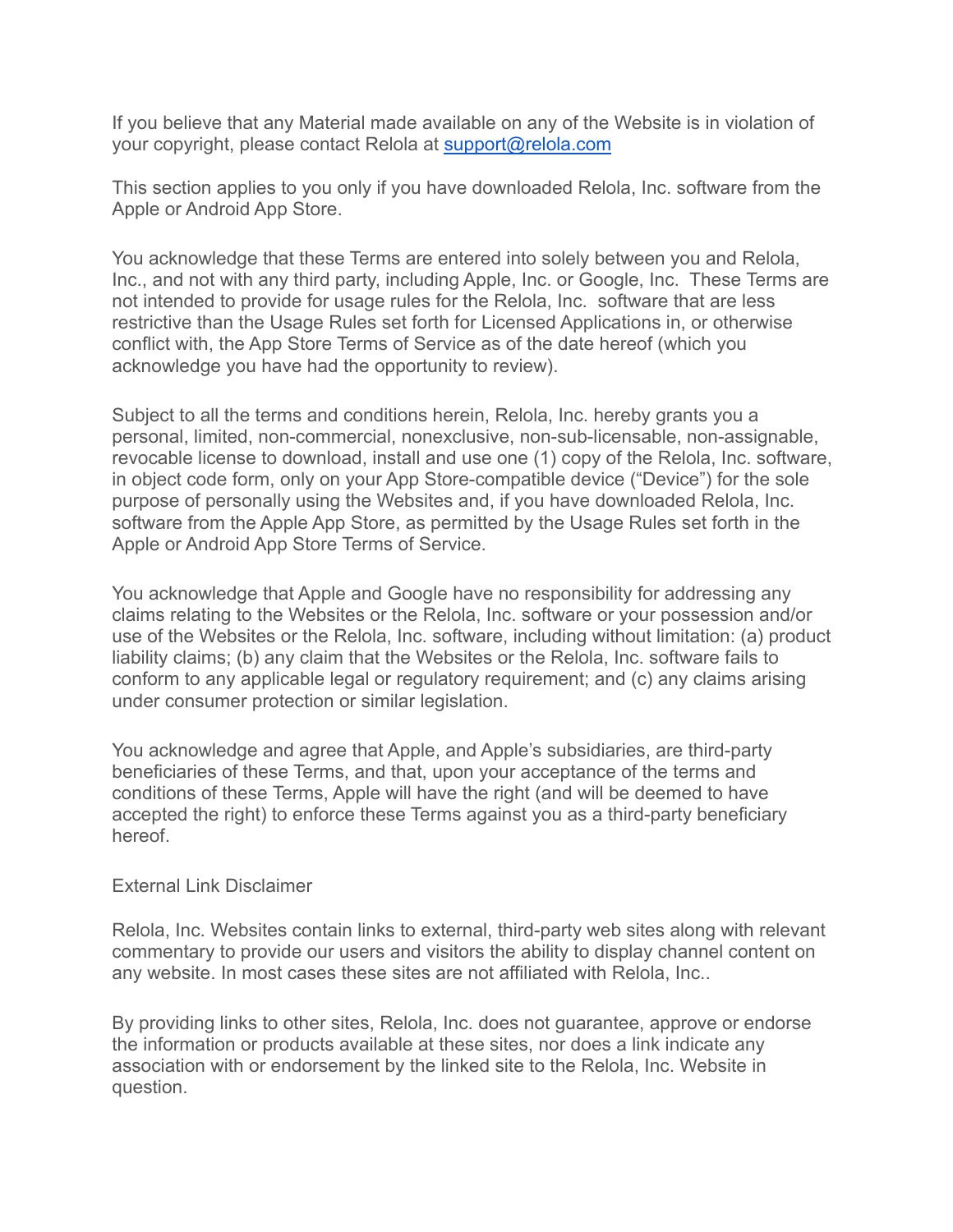If you believe that any Material made available on any of the Website is in violation of your copyright, please contact Relola at [support@relola.com](mailto:support@relola.com)

This section applies to you only if you have downloaded Relola, Inc. software from the Apple or Android App Store.

You acknowledge that these Terms are entered into solely between you and Relola, Inc., and not with any third party, including Apple, Inc. or Google, Inc. These Terms are not intended to provide for usage rules for the Relola, Inc. software that are less restrictive than the Usage Rules set forth for Licensed Applications in, or otherwise conflict with, the App Store Terms of Service as of the date hereof (which you acknowledge you have had the opportunity to review).

Subject to all the terms and conditions herein, Relola, Inc. hereby grants you a personal, limited, non-commercial, nonexclusive, non-sub-licensable, non-assignable, revocable license to download, install and use one (1) copy of the Relola, Inc. software, in object code form, only on your App Store-compatible device ("Device") for the sole purpose of personally using the Websites and, if you have downloaded Relola, Inc. software from the Apple App Store, as permitted by the Usage Rules set forth in the Apple or Android App Store Terms of Service.

You acknowledge that Apple and Google have no responsibility for addressing any claims relating to the Websites or the Relola, Inc. software or your possession and/or use of the Websites or the Relola, Inc. software, including without limitation: (a) product liability claims; (b) any claim that the Websites or the Relola, Inc. software fails to conform to any applicable legal or regulatory requirement; and (c) any claims arising under consumer protection or similar legislation.

You acknowledge and agree that Apple, and Apple's subsidiaries, are third-party beneficiaries of these Terms, and that, upon your acceptance of the terms and conditions of these Terms, Apple will have the right (and will be deemed to have accepted the right) to enforce these Terms against you as a third-party beneficiary hereof.

External Link Disclaimer

Relola, Inc. Websites contain links to external, third-party web sites along with relevant commentary to provide our users and visitors the ability to display channel content on any website. In most cases these sites are not affiliated with Relola, Inc..

By providing links to other sites, Relola, Inc. does not guarantee, approve or endorse the information or products available at these sites, nor does a link indicate any association with or endorsement by the linked site to the Relola, Inc. Website in question.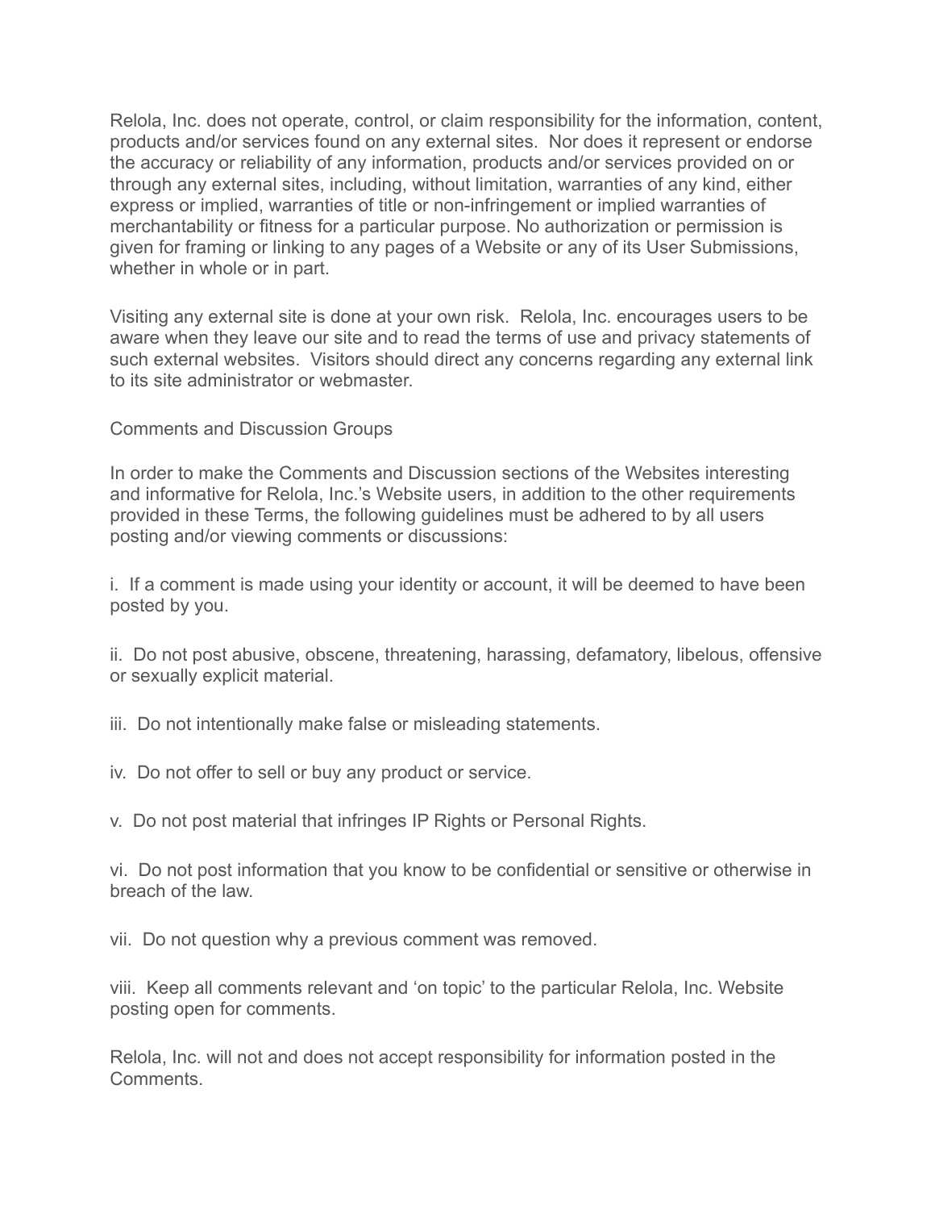Relola, Inc. does not operate, control, or claim responsibility for the information, content, products and/or services found on any external sites. Nor does it represent or endorse the accuracy or reliability of any information, products and/or services provided on or through any external sites, including, without limitation, warranties of any kind, either express or implied, warranties of title or non-infringement or implied warranties of merchantability or fitness for a particular purpose. No authorization or permission is given for framing or linking to any pages of a Website or any of its User Submissions, whether in whole or in part.

Visiting any external site is done at your own risk. Relola, Inc. encourages users to be aware when they leave our site and to read the terms of use and privacy statements of such external websites. Visitors should direct any concerns regarding any external link to its site administrator or webmaster.

## Comments and Discussion Groups

In order to make the Comments and Discussion sections of the Websites interesting and informative for Relola, Inc.'s Website users, in addition to the other requirements provided in these Terms, the following guidelines must be adhered to by all users posting and/or viewing comments or discussions:

i. If a comment is made using your identity or account, it will be deemed to have been posted by you.

ii. Do not post abusive, obscene, threatening, harassing, defamatory, libelous, offensive or sexually explicit material.

iii. Do not intentionally make false or misleading statements.

iv. Do not offer to sell or buy any product or service.

v. Do not post material that infringes IP Rights or Personal Rights.

vi. Do not post information that you know to be confidential or sensitive or otherwise in breach of the law.

vii. Do not question why a previous comment was removed.

viii. Keep all comments relevant and 'on topic' to the particular Relola, Inc. Website posting open for comments.

Relola, Inc. will not and does not accept responsibility for information posted in the Comments.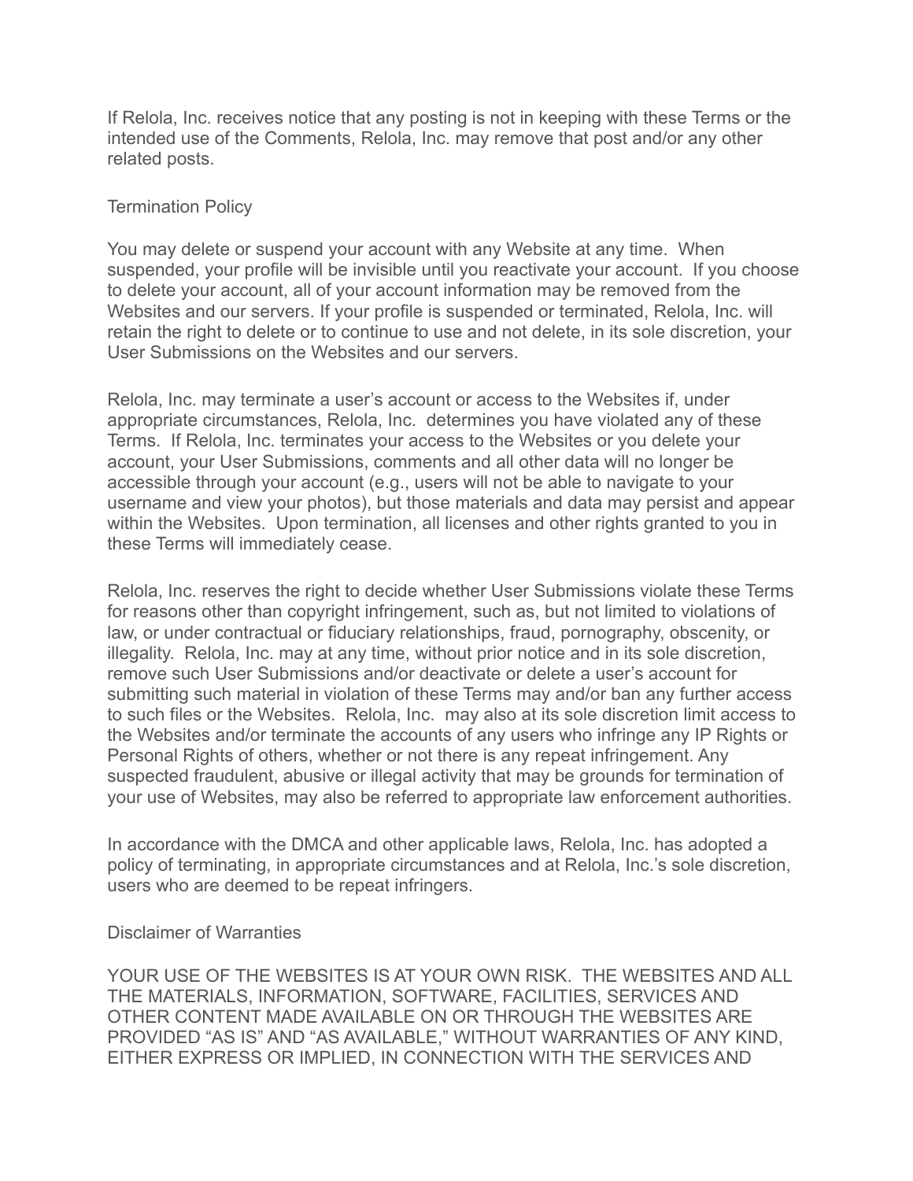If Relola, Inc. receives notice that any posting is not in keeping with these Terms or the intended use of the Comments, Relola, Inc. may remove that post and/or any other related posts.

## Termination Policy

You may delete or suspend your account with any Website at any time. When suspended, your profile will be invisible until you reactivate your account. If you choose to delete your account, all of your account information may be removed from the Websites and our servers. If your profile is suspended or terminated, Relola, Inc. will retain the right to delete or to continue to use and not delete, in its sole discretion, your User Submissions on the Websites and our servers.

Relola, Inc. may terminate a user's account or access to the Websites if, under appropriate circumstances, Relola, Inc. determines you have violated any of these Terms. If Relola, Inc. terminates your access to the Websites or you delete your account, your User Submissions, comments and all other data will no longer be accessible through your account (e.g., users will not be able to navigate to your username and view your photos), but those materials and data may persist and appear within the Websites. Upon termination, all licenses and other rights granted to you in these Terms will immediately cease.

Relola, Inc. reserves the right to decide whether User Submissions violate these Terms for reasons other than copyright infringement, such as, but not limited to violations of law, or under contractual or fiduciary relationships, fraud, pornography, obscenity, or illegality. Relola, Inc. may at any time, without prior notice and in its sole discretion, remove such User Submissions and/or deactivate or delete a user's account for submitting such material in violation of these Terms may and/or ban any further access to such files or the Websites. Relola, Inc. may also at its sole discretion limit access to the Websites and/or terminate the accounts of any users who infringe any IP Rights or Personal Rights of others, whether or not there is any repeat infringement. Any suspected fraudulent, abusive or illegal activity that may be grounds for termination of your use of Websites, may also be referred to appropriate law enforcement authorities.

In accordance with the DMCA and other applicable laws, Relola, Inc. has adopted a policy of terminating, in appropriate circumstances and at Relola, Inc.'s sole discretion, users who are deemed to be repeat infringers.

## Disclaimer of Warranties

YOUR USE OF THE WEBSITES IS AT YOUR OWN RISK. THE WEBSITES AND ALL THE MATERIALS, INFORMATION, SOFTWARE, FACILITIES, SERVICES AND OTHER CONTENT MADE AVAILABLE ON OR THROUGH THE WEBSITES ARE PROVIDED "AS IS" AND "AS AVAILABLE," WITHOUT WARRANTIES OF ANY KIND, EITHER EXPRESS OR IMPLIED, IN CONNECTION WITH THE SERVICES AND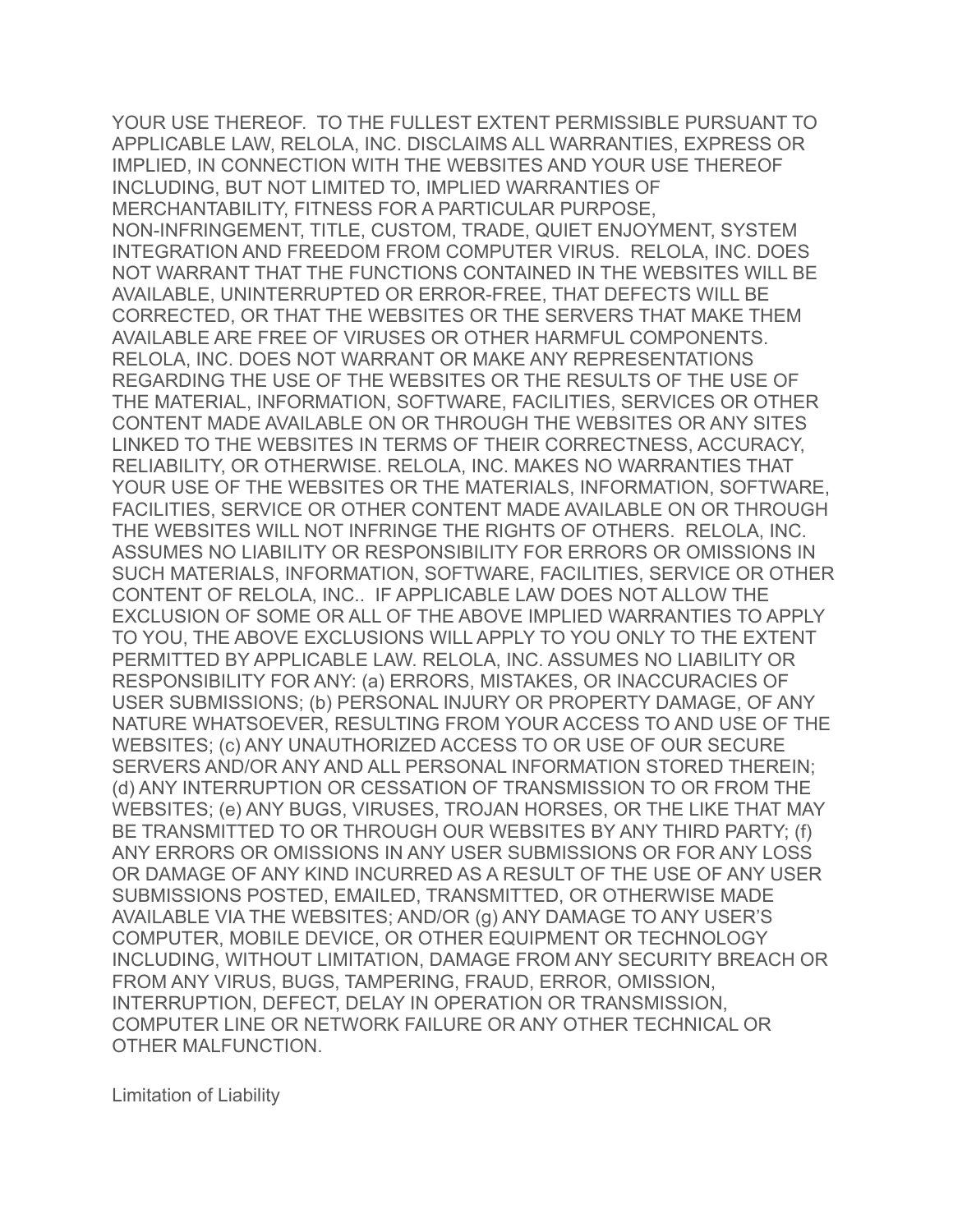YOUR USE THEREOF. TO THE FULLEST EXTENT PERMISSIBLE PURSUANT TO APPLICABLE LAW, RELOLA, INC. DISCLAIMS ALL WARRANTIES, EXPRESS OR IMPLIED, IN CONNECTION WITH THE WEBSITES AND YOUR USE THEREOF INCLUDING, BUT NOT LIMITED TO, IMPLIED WARRANTIES OF MERCHANTABILITY, FITNESS FOR A PARTICULAR PURPOSE, NON-INFRINGEMENT, TITLE, CUSTOM, TRADE, QUIET ENJOYMENT, SYSTEM INTEGRATION AND FREEDOM FROM COMPUTER VIRUS. RELOLA, INC. DOES NOT WARRANT THAT THE FUNCTIONS CONTAINED IN THE WEBSITES WILL BE AVAILABLE, UNINTERRUPTED OR ERROR-FREE, THAT DEFECTS WILL BE CORRECTED, OR THAT THE WEBSITES OR THE SERVERS THAT MAKE THEM AVAILABLE ARE FREE OF VIRUSES OR OTHER HARMFUL COMPONENTS. RELOLA, INC. DOES NOT WARRANT OR MAKE ANY REPRESENTATIONS REGARDING THE USE OF THE WEBSITES OR THE RESULTS OF THE USE OF THE MATERIAL, INFORMATION, SOFTWARE, FACILITIES, SERVICES OR OTHER CONTENT MADE AVAILABLE ON OR THROUGH THE WEBSITES OR ANY SITES LINKED TO THE WEBSITES IN TERMS OF THEIR CORRECTNESS, ACCURACY, RELIABILITY, OR OTHERWISE. RELOLA, INC. MAKES NO WARRANTIES THAT YOUR USE OF THE WEBSITES OR THE MATERIALS, INFORMATION, SOFTWARE, FACILITIES, SERVICE OR OTHER CONTENT MADE AVAILABLE ON OR THROUGH THE WEBSITES WILL NOT INFRINGE THE RIGHTS OF OTHERS. RELOLA, INC. ASSUMES NO LIABILITY OR RESPONSIBILITY FOR ERRORS OR OMISSIONS IN SUCH MATERIALS, INFORMATION, SOFTWARE, FACILITIES, SERVICE OR OTHER CONTENT OF RELOLA, INC.. IF APPLICABLE LAW DOES NOT ALLOW THE EXCLUSION OF SOME OR ALL OF THE ABOVE IMPLIED WARRANTIES TO APPLY TO YOU, THE ABOVE EXCLUSIONS WILL APPLY TO YOU ONLY TO THE EXTENT PERMITTED BY APPLICABLE LAW. RELOLA, INC. ASSUMES NO LIABILITY OR RESPONSIBILITY FOR ANY: (a) ERRORS, MISTAKES, OR INACCURACIES OF USER SUBMISSIONS; (b) PERSONAL INJURY OR PROPERTY DAMAGE, OF ANY NATURE WHATSOEVER, RESULTING FROM YOUR ACCESS TO AND USE OF THE WEBSITES; (c) ANY UNAUTHORIZED ACCESS TO OR USE OF OUR SECURE SERVERS AND/OR ANY AND ALL PERSONAL INFORMATION STORED THEREIN; (d) ANY INTERRUPTION OR CESSATION OF TRANSMISSION TO OR FROM THE WEBSITES; (e) ANY BUGS, VIRUSES, TROJAN HORSES, OR THE LIKE THAT MAY BE TRANSMITTED TO OR THROUGH OUR WEBSITES BY ANY THIRD PARTY; (f) ANY ERRORS OR OMISSIONS IN ANY USER SUBMISSIONS OR FOR ANY LOSS OR DAMAGE OF ANY KIND INCURRED AS A RESULT OF THE USE OF ANY USER SUBMISSIONS POSTED, EMAILED, TRANSMITTED, OR OTHERWISE MADE AVAILABLE VIA THE WEBSITES; AND/OR (g) ANY DAMAGE TO ANY USER'S COMPUTER, MOBILE DEVICE, OR OTHER EQUIPMENT OR TECHNOLOGY INCLUDING, WITHOUT LIMITATION, DAMAGE FROM ANY SECURITY BREACH OR FROM ANY VIRUS, BUGS, TAMPERING, FRAUD, ERROR, OMISSION, INTERRUPTION, DEFECT, DELAY IN OPERATION OR TRANSMISSION, COMPUTER LINE OR NETWORK FAILURE OR ANY OTHER TECHNICAL OR OTHER MALFUNCTION.

## Limitation of Liability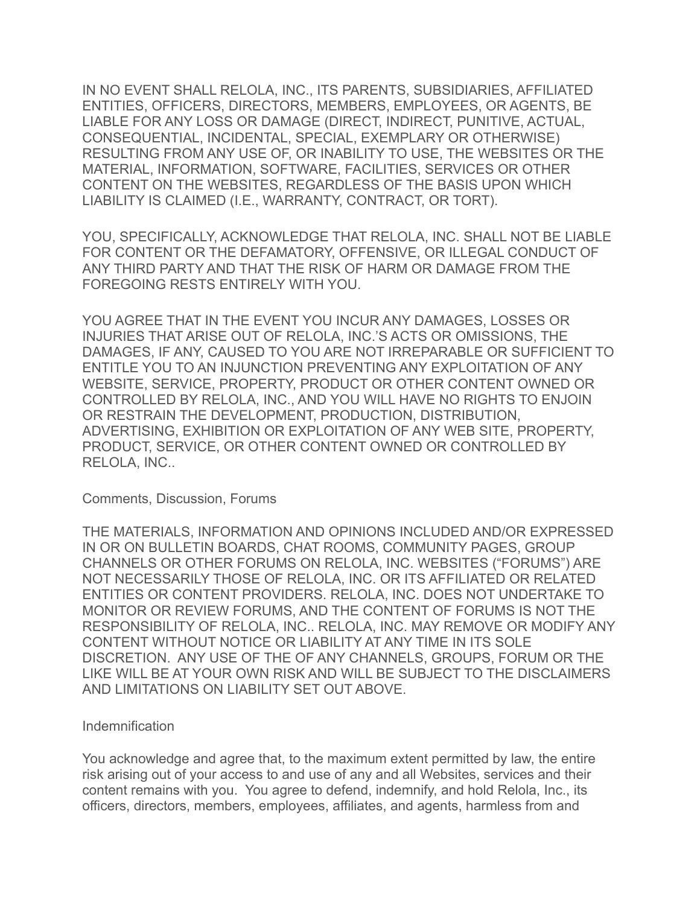IN NO EVENT SHALL RELOLA, INC., ITS PARENTS, SUBSIDIARIES, AFFILIATED ENTITIES, OFFICERS, DIRECTORS, MEMBERS, EMPLOYEES, OR AGENTS, BE LIABLE FOR ANY LOSS OR DAMAGE (DIRECT, INDIRECT, PUNITIVE, ACTUAL, CONSEQUENTIAL, INCIDENTAL, SPECIAL, EXEMPLARY OR OTHERWISE) RESULTING FROM ANY USE OF, OR INABILITY TO USE, THE WEBSITES OR THE MATERIAL, INFORMATION, SOFTWARE, FACILITIES, SERVICES OR OTHER CONTENT ON THE WEBSITES, REGARDLESS OF THE BASIS UPON WHICH LIABILITY IS CLAIMED (I.E., WARRANTY, CONTRACT, OR TORT).

YOU, SPECIFICALLY, ACKNOWLEDGE THAT RELOLA, INC. SHALL NOT BE LIABLE FOR CONTENT OR THE DEFAMATORY, OFFENSIVE, OR ILLEGAL CONDUCT OF ANY THIRD PARTY AND THAT THE RISK OF HARM OR DAMAGE FROM THE FOREGOING RESTS ENTIRELY WITH YOU.

YOU AGREE THAT IN THE EVENT YOU INCUR ANY DAMAGES, LOSSES OR INJURIES THAT ARISE OUT OF RELOLA, INC.'S ACTS OR OMISSIONS, THE DAMAGES, IF ANY, CAUSED TO YOU ARE NOT IRREPARABLE OR SUFFICIENT TO ENTITLE YOU TO AN INJUNCTION PREVENTING ANY EXPLOITATION OF ANY WEBSITE, SERVICE, PROPERTY, PRODUCT OR OTHER CONTENT OWNED OR CONTROLLED BY RELOLA, INC., AND YOU WILL HAVE NO RIGHTS TO ENJOIN OR RESTRAIN THE DEVELOPMENT, PRODUCTION, DISTRIBUTION, ADVERTISING, EXHIBITION OR EXPLOITATION OF ANY WEB SITE, PROPERTY, PRODUCT, SERVICE, OR OTHER CONTENT OWNED OR CONTROLLED BY RELOLA, INC..

## Comments, Discussion, Forums

THE MATERIALS, INFORMATION AND OPINIONS INCLUDED AND/OR EXPRESSED IN OR ON BULLETIN BOARDS, CHAT ROOMS, COMMUNITY PAGES, GROUP CHANNELS OR OTHER FORUMS ON RELOLA, INC. WEBSITES ("FORUMS") ARE NOT NECESSARILY THOSE OF RELOLA, INC. OR ITS AFFILIATED OR RELATED ENTITIES OR CONTENT PROVIDERS. RELOLA, INC. DOES NOT UNDERTAKE TO MONITOR OR REVIEW FORUMS, AND THE CONTENT OF FORUMS IS NOT THE RESPONSIBILITY OF RELOLA, INC.. RELOLA, INC. MAY REMOVE OR MODIFY ANY CONTENT WITHOUT NOTICE OR LIABILITY AT ANY TIME IN ITS SOLE DISCRETION. ANY USE OF THE OF ANY CHANNELS, GROUPS, FORUM OR THE LIKE WILL BE AT YOUR OWN RISK AND WILL BE SUBJECT TO THE DISCLAIMERS AND LIMITATIONS ON LIABILITY SET OUT ABOVE.

## Indemnification

You acknowledge and agree that, to the maximum extent permitted by law, the entire risk arising out of your access to and use of any and all Websites, services and their content remains with you. You agree to defend, indemnify, and hold Relola, Inc., its officers, directors, members, employees, affiliates, and agents, harmless from and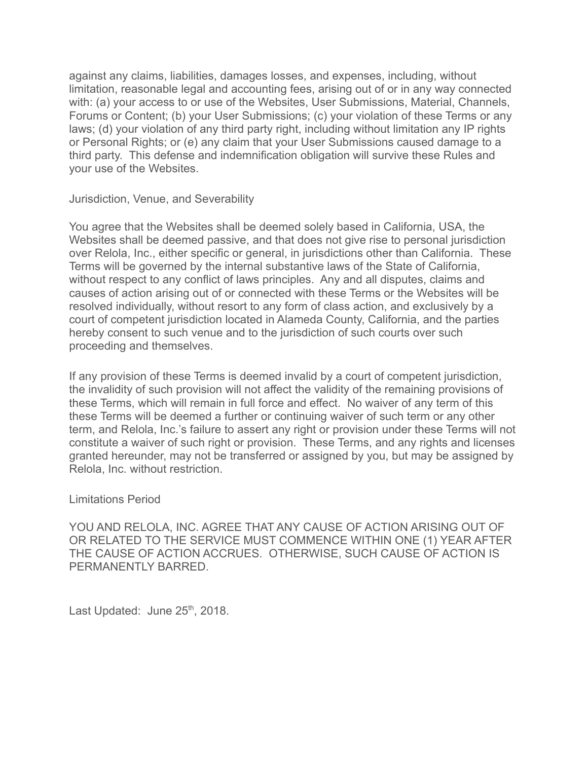against any claims, liabilities, damages losses, and expenses, including, without limitation, reasonable legal and accounting fees, arising out of or in any way connected with: (a) your access to or use of the Websites, User Submissions, Material, Channels, Forums or Content; (b) your User Submissions; (c) your violation of these Terms or any laws; (d) your violation of any third party right, including without limitation any IP rights or Personal Rights; or (e) any claim that your User Submissions caused damage to a third party. This defense and indemnification obligation will survive these Rules and your use of the Websites.

## Jurisdiction, Venue, and Severability

You agree that the Websites shall be deemed solely based in California, USA, the Websites shall be deemed passive, and that does not give rise to personal jurisdiction over Relola, Inc., either specific or general, in jurisdictions other than California. These Terms will be governed by the internal substantive laws of the State of California, without respect to any conflict of laws principles. Any and all disputes, claims and causes of action arising out of or connected with these Terms or the Websites will be resolved individually, without resort to any form of class action, and exclusively by a court of competent jurisdiction located in Alameda County, California, and the parties hereby consent to such venue and to the jurisdiction of such courts over such proceeding and themselves.

If any provision of these Terms is deemed invalid by a court of competent jurisdiction, the invalidity of such provision will not affect the validity of the remaining provisions of these Terms, which will remain in full force and effect. No waiver of any term of this these Terms will be deemed a further or continuing waiver of such term or any other term, and Relola, Inc.'s failure to assert any right or provision under these Terms will not constitute a waiver of such right or provision. These Terms, and any rights and licenses granted hereunder, may not be transferred or assigned by you, but may be assigned by Relola, Inc. without restriction.

## Limitations Period

YOU AND RELOLA, INC. AGREE THAT ANY CAUSE OF ACTION ARISING OUT OF OR RELATED TO THE SERVICE MUST COMMENCE WITHIN ONE (1) YEAR AFTER THE CAUSE OF ACTION ACCRUES. OTHERWISE, SUCH CAUSE OF ACTION IS PERMANENTLY BARRED.

Last Updated: June 25th, 2018.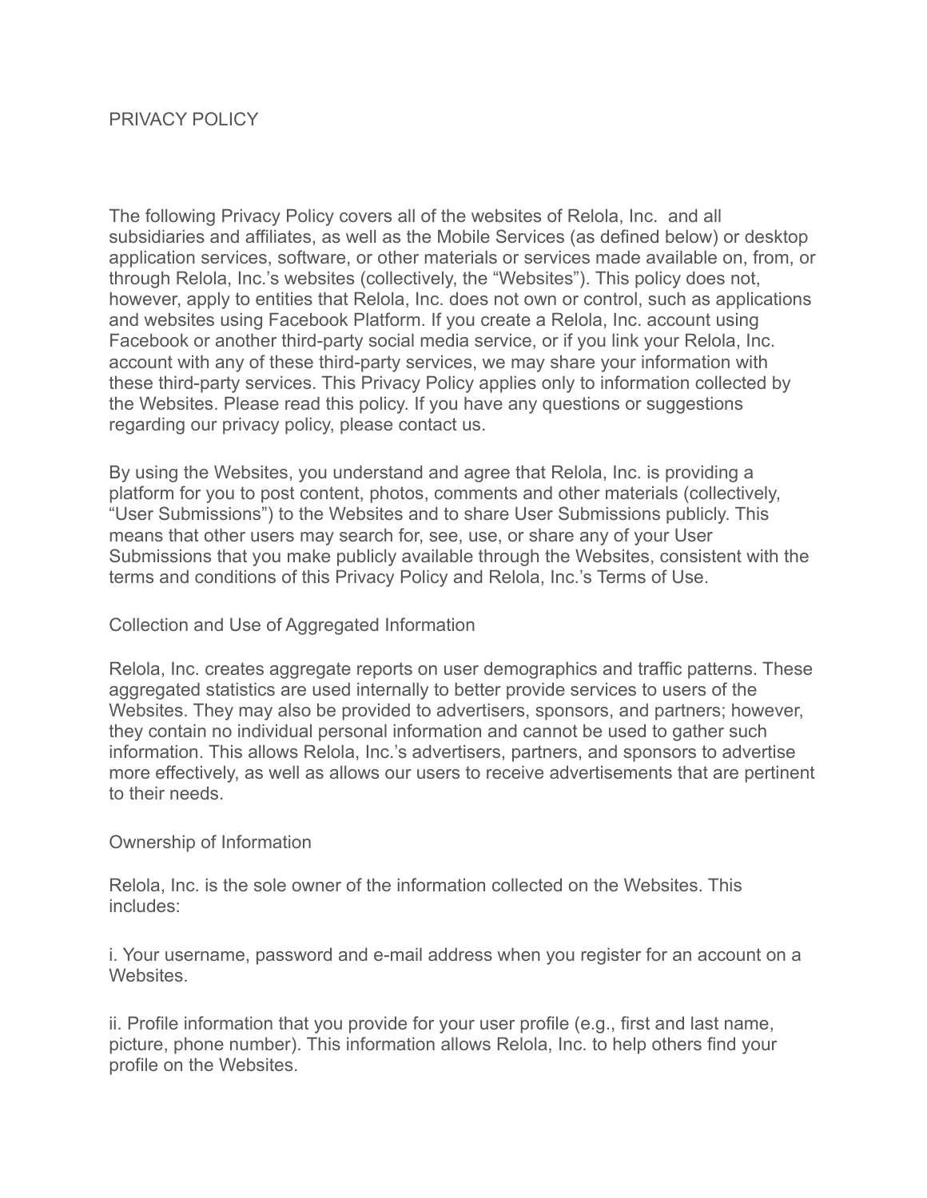# PRIVACY POLICY

The following Privacy Policy covers all of the websites of Relola, Inc.  and all subsidiaries and affiliates, as well as the Mobile Services (as defined below) or desktop application services, software, or other materials or services made available on, from, or through Relola, Inc.'s websites (collectively, the "Websites"). This policy does not, however, apply to entities that Relola, Inc. does not own or control, such as applications and websites using Facebook Platform. If you create a Relola, Inc. account using Facebook or another third-party social media service, or if you link your Relola, Inc. account with any of these third-party services, we may share your information with these third-party services. This Privacy Policy applies only to information collected by the Websites. Please read this policy. If you have any questions or suggestions regarding our privacy policy, please contact us.

By using the Websites, you understand and agree that Relola, Inc. is providing a platform for you to post content, photos, comments and other materials (collectively, "User Submissions") to the Websites and to share User Submissions publicly. This means that other users may search for, see, use, or share any of your User Submissions that you make publicly available through the Websites, consistent with the terms and conditions of this Privacy Policy and Relola, Inc.'s Terms of Use.

## Collection and Use of Aggregated Information

Relola, Inc. creates aggregate reports on user demographics and traffic patterns. These aggregated statistics are used internally to better provide services to users of the Websites. They may also be provided to advertisers, sponsors, and partners; however, they contain no individual personal information and cannot be used to gather such information. This allows Relola, Inc.'s advertisers, partners, and sponsors to advertise more effectively, as well as allows our users to receive advertisements that are pertinent to their needs.

## Ownership of Information

Relola, Inc. is the sole owner of the information collected on the Websites. This includes:

i. Your username, password and e-mail address when you register for an account on a Websites.

ii. Profile information that you provide for your user profile (e.g., first and last name, picture, phone number). This information allows Relola, Inc. to help others find your profile on the Websites.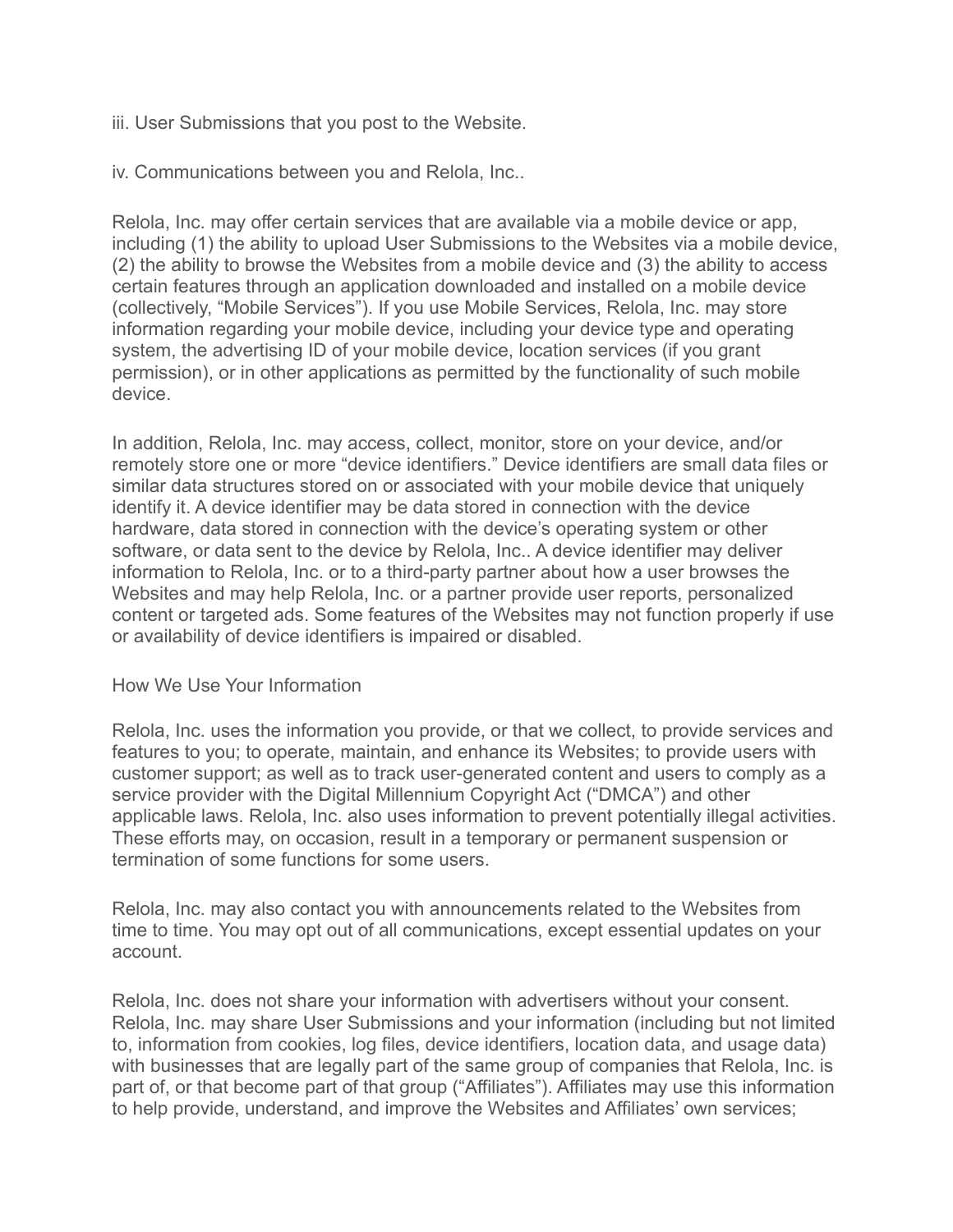iii. User Submissions that you post to the Website.

iv. Communications between you and Relola, Inc..

Relola, Inc. may offer certain services that are available via a mobile device or app, including (1) the ability to upload User Submissions to the Websites via a mobile device, (2) the ability to browse the Websites from a mobile device and (3) the ability to access certain features through an application downloaded and installed on a mobile device (collectively, "Mobile Services"). If you use Mobile Services, Relola, Inc. may store information regarding your mobile device, including your device type and operating system, the advertising ID of your mobile device, location services (if you grant permission), or in other applications as permitted by the functionality of such mobile device.

In addition, Relola, Inc. may access, collect, monitor, store on your device, and/or remotely store one or more "device identifiers." Device identifiers are small data files or similar data structures stored on or associated with your mobile device that uniquely identify it. A device identifier may be data stored in connection with the device hardware, data stored in connection with the device's operating system or other software, or data sent to the device by Relola, Inc.. A device identifier may deliver information to Relola, Inc. or to a third-party partner about how a user browses the Websites and may help Relola, Inc. or a partner provide user reports, personalized content or targeted ads. Some features of the Websites may not function properly if use or availability of device identifiers is impaired or disabled.

## How We Use Your Information

Relola, Inc. uses the information you provide, or that we collect, to provide services and features to you; to operate, maintain, and enhance its Websites; to provide users with customer support; as well as to track user-generated content and users to comply as a service provider with the Digital Millennium Copyright Act ("DMCA") and other applicable laws. Relola, Inc. also uses information to prevent potentially illegal activities. These efforts may, on occasion, result in a temporary or permanent suspension or termination of some functions for some users.

Relola, Inc. may also contact you with announcements related to the Websites from time to time. You may opt out of all communications, except essential updates on your account.

Relola, Inc. does not share your information with advertisers without your consent. Relola, Inc. may share User Submissions and your information (including but not limited to, information from cookies, log files, device identifiers, location data, and usage data) with businesses that are legally part of the same group of companies that Relola, Inc. is part of, or that become part of that group ("Affiliates"). Affiliates may use this information to help provide, understand, and improve the Websites and Affiliates' own services;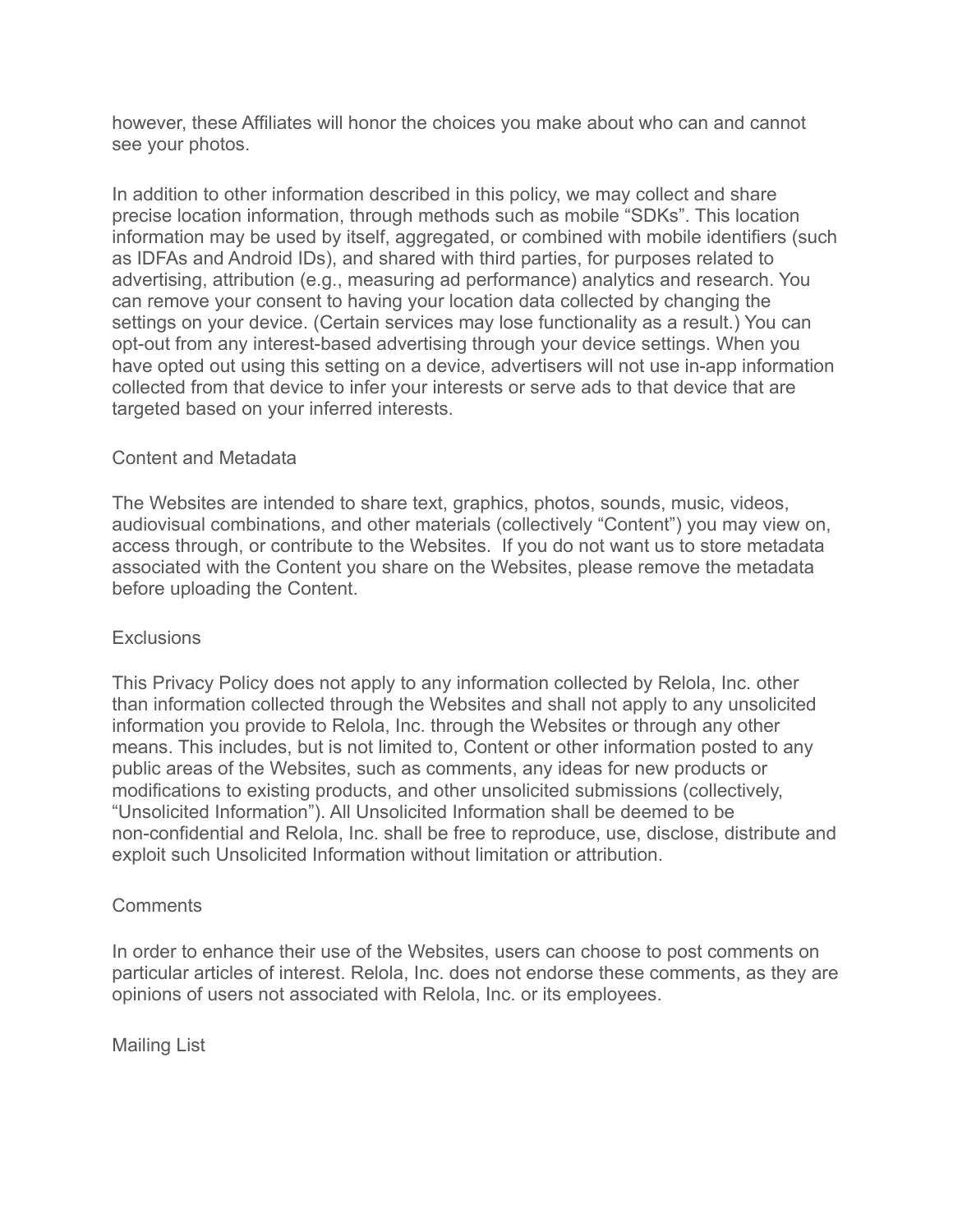however, these Affiliates will honor the choices you make about who can and cannot see your photos.

In addition to other information described in this policy, we may collect and share precise location information, through methods such as mobile "SDKs". This location information may be used by itself, aggregated, or combined with mobile identifiers (such as IDFAs and Android IDs), and shared with third parties, for purposes related to advertising, attribution (e.g., measuring ad performance) analytics and research. You can remove your consent to having your location data collected by changing the settings on your device. (Certain services may lose functionality as a result.) You can opt-out from any interest-based advertising through your device settings. When you have opted out using this setting on a device, advertisers will not use in-app information collected from that device to infer your interests or serve ads to that device that are targeted based on your inferred interests.

## Content and Metadata

The Websites are intended to share text, graphics, photos, sounds, music, videos, audiovisual combinations, and other materials (collectively "Content") you may view on, access through, or contribute to the Websites. If you do not want us to store metadata associated with the Content you share on the Websites, please remove the metadata before uploading the Content.

## Exclusions

This Privacy Policy does not apply to any information collected by Relola, Inc. other than information collected through the Websites and shall not apply to any unsolicited information you provide to Relola, Inc. through the Websites or through any other means. This includes, but is not limited to, Content or other information posted to any public areas of the Websites, such as comments, any ideas for new products or modifications to existing products, and other unsolicited submissions (collectively, "Unsolicited Information"). All Unsolicited Information shall be deemed to be non-confidential and Relola, Inc. shall be free to reproduce, use, disclose, distribute and exploit such Unsolicited Information without limitation or attribution.

## Comments

In order to enhance their use of the Websites, users can choose to post comments on particular articles of interest. Relola, Inc. does not endorse these comments, as they are opinions of users not associated with Relola, Inc. or its employees.

## Mailing List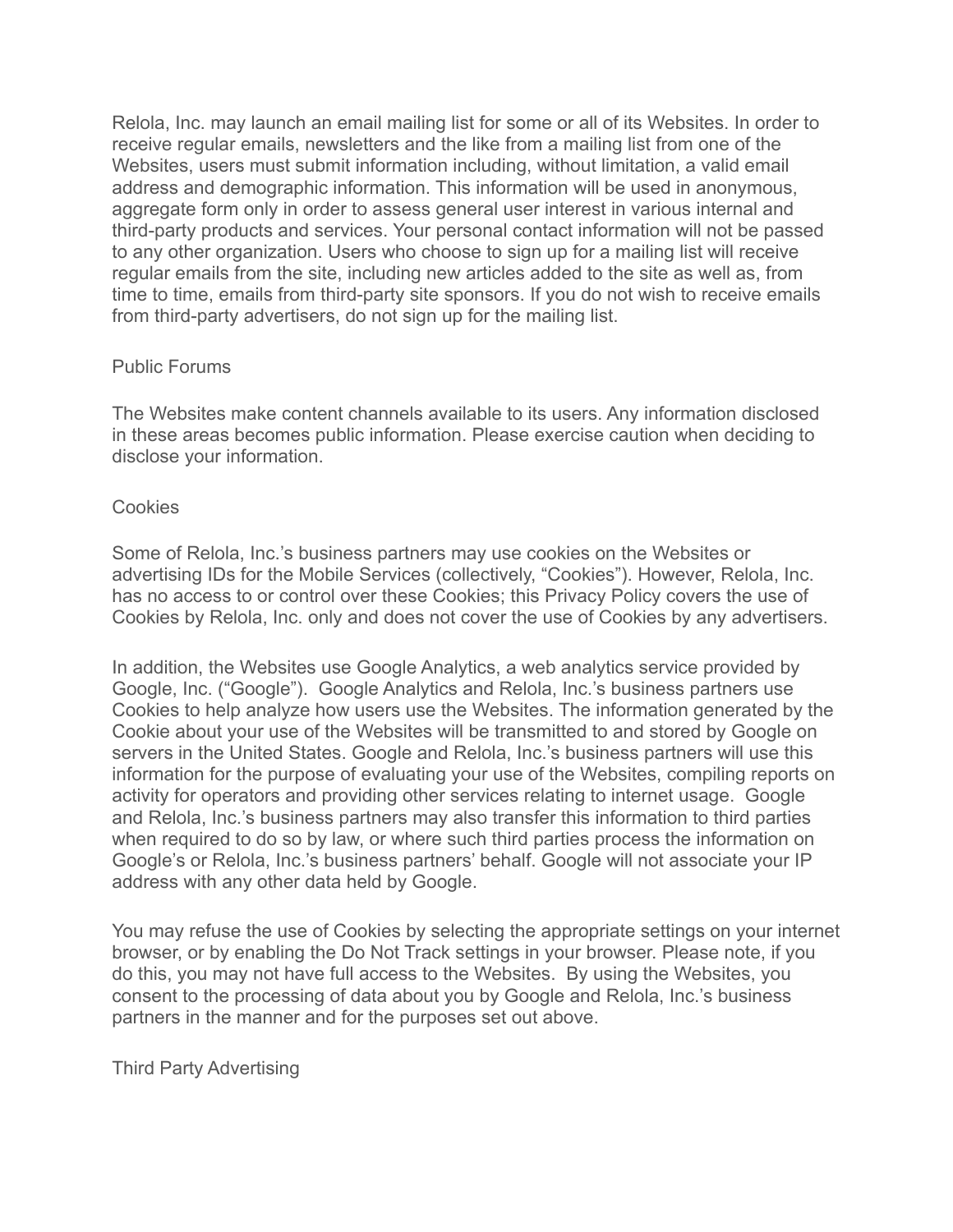Relola, Inc. may launch an email mailing list for some or all of its Websites. In order to receive regular emails, newsletters and the like from a mailing list from one of the Websites, users must submit information including, without limitation, a valid email address and demographic information. This information will be used in anonymous, aggregate form only in order to assess general user interest in various internal and third-party products and services. Your personal contact information will not be passed to any other organization. Users who choose to sign up for a mailing list will receive regular emails from the site, including new articles added to the site as well as, from time to time, emails from third-party site sponsors. If you do not wish to receive emails from third-party advertisers, do not sign up for the mailing list.

## Public Forums

The Websites make content channels available to its users. Any information disclosed in these areas becomes public information. Please exercise caution when deciding to disclose your information.

## Cookies

Some of Relola, Inc.'s business partners may use cookies on the Websites or advertising IDs for the Mobile Services (collectively, "Cookies"). However, Relola, Inc. has no access to or control over these Cookies; this Privacy Policy covers the use of Cookies by Relola, Inc. only and does not cover the use of Cookies by any advertisers.

In addition, the Websites use Google Analytics, a web analytics service provided by Google, Inc. ("Google"). Google Analytics and Relola, Inc.'s business partners use Cookies to help analyze how users use the Websites. The information generated by the Cookie about your use of the Websites will be transmitted to and stored by Google on servers in the United States. Google and Relola, Inc.'s business partners will use this information for the purpose of evaluating your use of the Websites, compiling reports on activity for operators and providing other services relating to internet usage. Google and Relola, Inc.'s business partners may also transfer this information to third parties when required to do so by law, or where such third parties process the information on Google's or Relola, Inc.'s business partners' behalf. Google will not associate your IP address with any other data held by Google.

You may refuse the use of Cookies by selecting the appropriate settings on your internet browser, or by enabling the Do Not Track settings in your browser. Please note, if you do this, you may not have full access to the Websites. By using the Websites, you consent to the processing of data about you by Google and Relola, Inc.'s business partners in the manner and for the purposes set out above.

## Third Party Advertising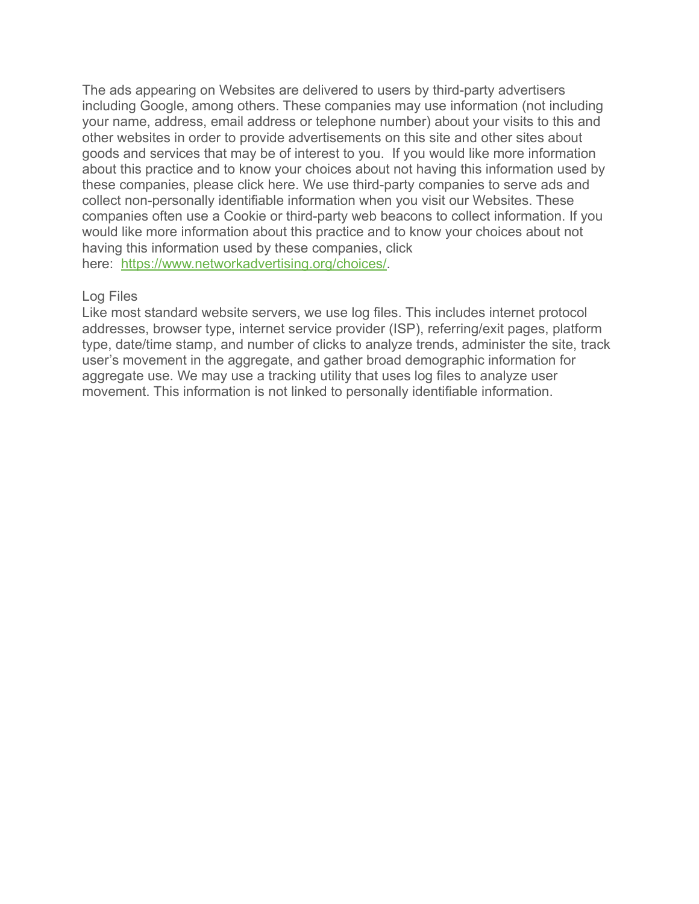The ads appearing on Websites are delivered to users by third-party advertisers including Google, among others. These companies may use information (not including your name, address, email address or telephone number) about your visits to this and other websites in order to provide advertisements on this site and other sites about goods and services that may be of interest to you.  If you would like more information about this practice and to know your choices about not having this information used by these companies, please click here. We use third-party companies to serve ads and collect non-personally identifiable information when you visit our Websites. These companies often use a Cookie or third-party web beacons to collect information. If you would like more information about this practice and to know your choices about not having this information used by these companies, click here:  [https://www.networkadvertising.org/choices/](https://www.networkadvertising.org/choices/).

Log Files

Like most standard website servers, we use log files. This includes internet protocol addresses, browser type, internet service provider (ISP), referring/exit pages, platform type, date/time stamp, and number of clicks to analyze trends, administer the site, track user's movement in the aggregate, and gather broad demographic information for aggregate use. We may use a tracking utility that uses log files to analyze user movement. This information is not linked to personally identifiable information.